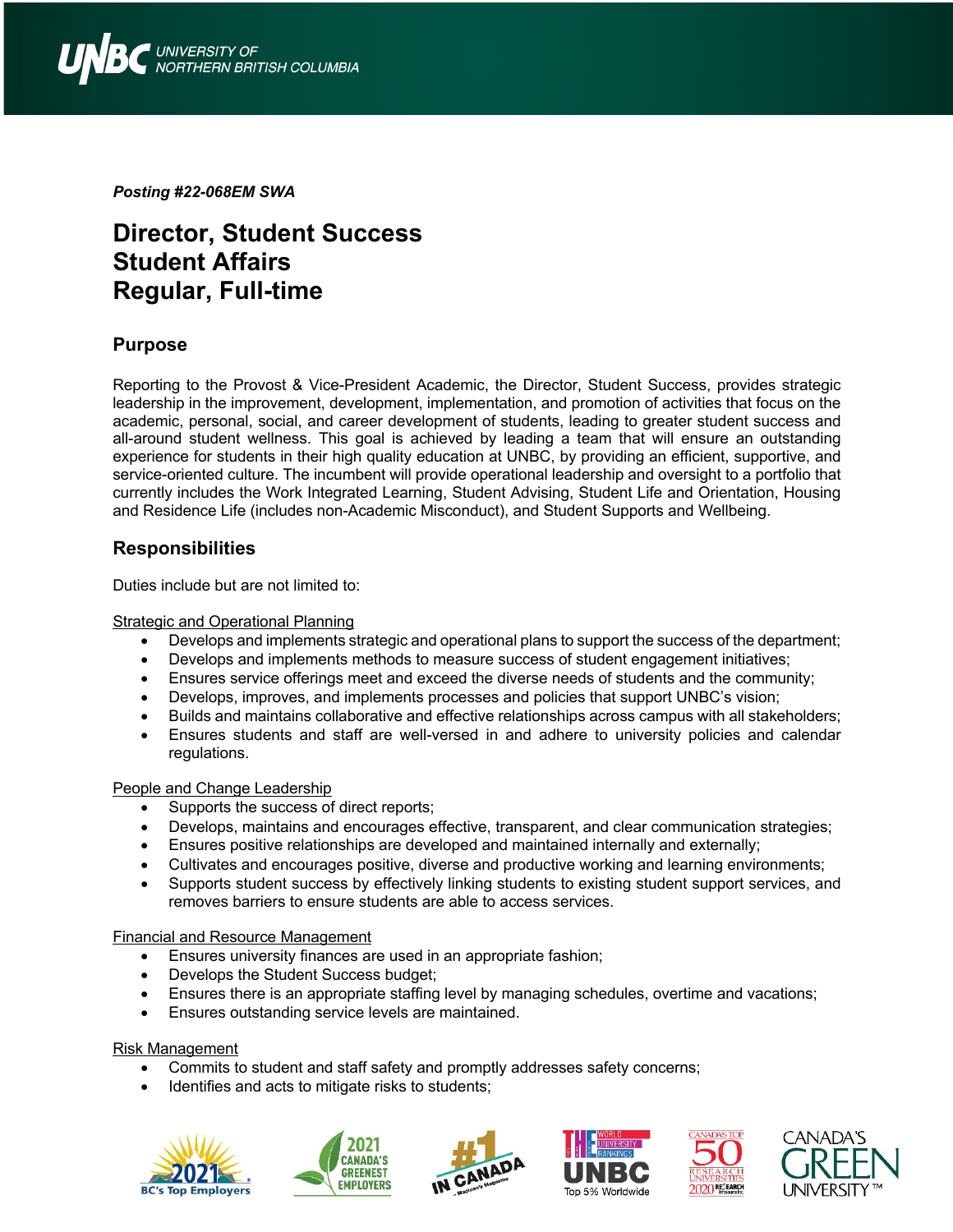*Posting #22-068EM SWA*

# Director, Student Success
# Student Affairs
# Regular, Full-time

## Purpose

Reporting to the Provost & Vice-President Academic, the Director, Student Success, provides strategic leadership in the improvement, development, implementation, and promotion of activities that focus on the academic, personal, social, and career development of students, leading to greater student success and all-around student wellness. This goal is achieved by leading a team that will ensure an outstanding experience for students in their high quality education at UNBC, by providing an efficient, supportive, and service-oriented culture. The incumbent will provide operational leadership and oversight to a portfolio that currently includes the Work Integrated Learning, Student Advising, Student Life and Orientation, Housing and Residence Life (includes non-Academic Misconduct), and Student Supports and Wellbeing.

## Responsibilities

Duties include but are not limited to:

Strategic and Operational Planning

- Develops and implements strategic and operational plans to support the success of the department;
- Develops and implements methods to measure success of student engagement initiatives;
- Ensures service offerings meet and exceed the diverse needs of students and the community;
- Develops, improves, and implements processes and policies that support UNBC's vision;
- Builds and maintains collaborative and effective relationships across campus with all stakeholders;
- Ensures students and staff are well-versed in and adhere to university policies and calendar regulations.

People and Change Leadership

- Supports the success of direct reports;
- Develops, maintains and encourages effective, transparent, and clear communication strategies;
- Ensures positive relationships are developed and maintained internally and externally;
- Cultivates and encourages positive, diverse and productive working and learning environments;
- Supports student success by effectively linking students to existing student support services, and removes barriers to ensure students are able to access services.

Financial and Resource Management

- Ensures university finances are used in an appropriate fashion;
- Develops the Student Success budget;
- Ensures there is an appropriate staffing level by managing schedules, overtime and vacations;
- Ensures outstanding service levels are maintained.

Risk Management

- Commits to student and staff safety and promptly addresses safety concerns;
- Identifies and acts to mitigate risks to students;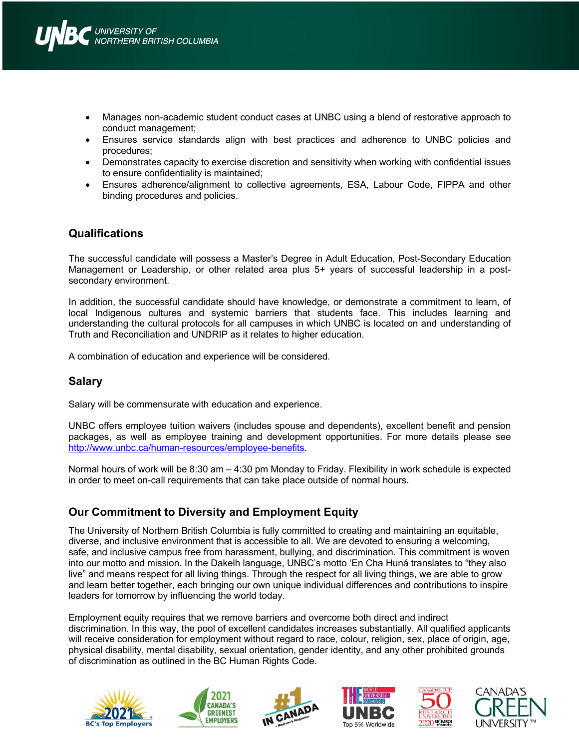- Manages non-academic student conduct cases at UNBC using a blend of restorative approach to conduct management;
- Ensures service standards align with best practices and adherence to UNBC policies and procedures;
- Demonstrates capacity to exercise discretion and sensitivity when working with confidential issues to ensure confidentiality is maintained;
- Ensures adherence/alignment to collective agreements, ESA, Labour Code, FIPPA and other binding procedures and policies.

## Qualifications

The successful candidate will possess a Master's Degree in Adult Education, Post-Secondary Education Management or Leadership, or other related area plus 5+ years of successful leadership in a post-secondary environment.

In addition, the successful candidate should have knowledge, or demonstrate a commitment to learn, of local Indigenous cultures and systemic barriers that students face. This includes learning and understanding the cultural protocols for all campuses in which UNBC is located on and understanding of Truth and Reconciliation and UNDRIP as it relates to higher education.

A combination of education and experience will be considered.

## Salary

Salary will be commensurate with education and experience.

UNBC offers employee tuition waivers (includes spouse and dependents), excellent benefit and pension packages, as well as employee training and development opportunities. For more details please see http://www.unbc.ca/human-resources/employee-benefits.

Normal hours of work will be 8:30 am – 4:30 pm Monday to Friday. Flexibility in work schedule is expected in order to meet on-call requirements that can take place outside of normal hours.

## Our Commitment to Diversity and Employment Equity

The University of Northern British Columbia is fully committed to creating and maintaining an equitable, diverse, and inclusive environment that is accessible to all. We are devoted to ensuring a welcoming, safe, and inclusive campus free from harassment, bullying, and discrimination. This commitment is woven into our motto and mission. In the Dakelh language, UNBC's motto 'En Cha Huná translates to "they also live" and means respect for all living things. Through the respect for all living things, we are able to grow and learn better together, each bringing our own unique individual differences and contributions to inspire leaders for tomorrow by influencing the world today.

Employment equity requires that we remove barriers and overcome both direct and indirect discrimination. In this way, the pool of excellent candidates increases substantially. All qualified applicants will receive consideration for employment without regard to race, colour, religion, sex, place of origin, age, physical disability, mental disability, sexual orientation, gender identity, and any other prohibited grounds of discrimination as outlined in the BC Human Rights Code.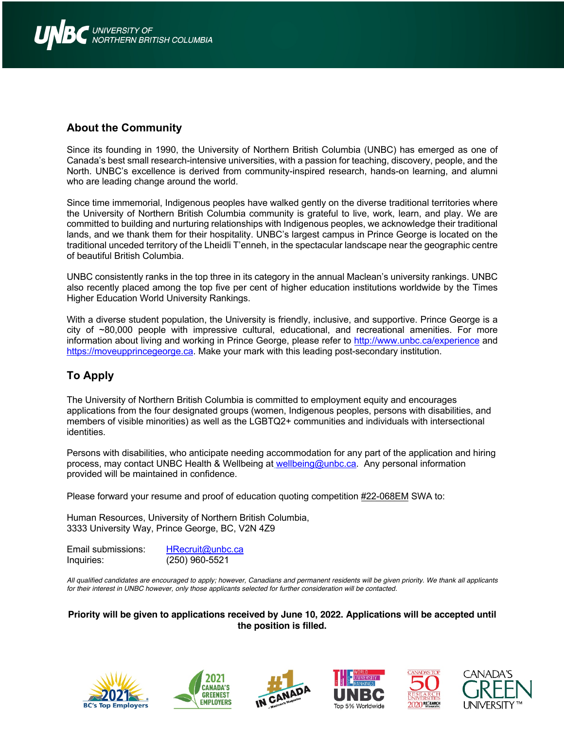## About the Community

Since its founding in 1990, the University of Northern British Columbia (UNBC) has emerged as one of Canada's best small research-intensive universities, with a passion for teaching, discovery, people, and the North. UNBC's excellence is derived from community-inspired research, hands-on learning, and alumni who are leading change around the world.

Since time immemorial, Indigenous peoples have walked gently on the diverse traditional territories where the University of Northern British Columbia community is grateful to live, work, learn, and play. We are committed to building and nurturing relationships with Indigenous peoples, we acknowledge their traditional lands, and we thank them for their hospitality. UNBC's largest campus in Prince George is located on the traditional unceded territory of the Lheidli T'enneh, in the spectacular landscape near the geographic centre of beautiful British Columbia.

UNBC consistently ranks in the top three in its category in the annual Maclean's university rankings. UNBC also recently placed among the top five per cent of higher education institutions worldwide by the Times Higher Education World University Rankings.

With a diverse student population, the University is friendly, inclusive, and supportive. Prince George is a city of ~80,000 people with impressive cultural, educational, and recreational amenities. For more information about living and working in Prince George, please refer to http://www.unbc.ca/experience and https://moveupprincegeorge.ca. Make your mark with this leading post-secondary institution.

## To Apply

The University of Northern British Columbia is committed to employment equity and encourages applications from the four designated groups (women, Indigenous peoples, persons with disabilities, and members of visible minorities) as well as the LGBTQ2+ communities and individuals with intersectional identities.

Persons with disabilities, who anticipate needing accommodation for any part of the application and hiring process, may contact UNBC Health & Wellbeing at wellbeing@unbc.ca. Any personal information provided will be maintained in confidence.

Please forward your resume and proof of education quoting competition #22-068EM SWA to:

Human Resources, University of Northern British Columbia,
3333 University Way, Prince George, BC, V2N 4Z9

Email submissions: HRecruit@unbc.ca
Inquiries: (250) 960-5521

*All qualified candidates are encouraged to apply; however, Canadians and permanent residents will be given priority. We thank all applicants for their interest in UNBC however, only those applicants selected for further consideration will be contacted.*

**Priority will be given to applications received by June 10, 2022. Applications will be accepted until the position is filled.**